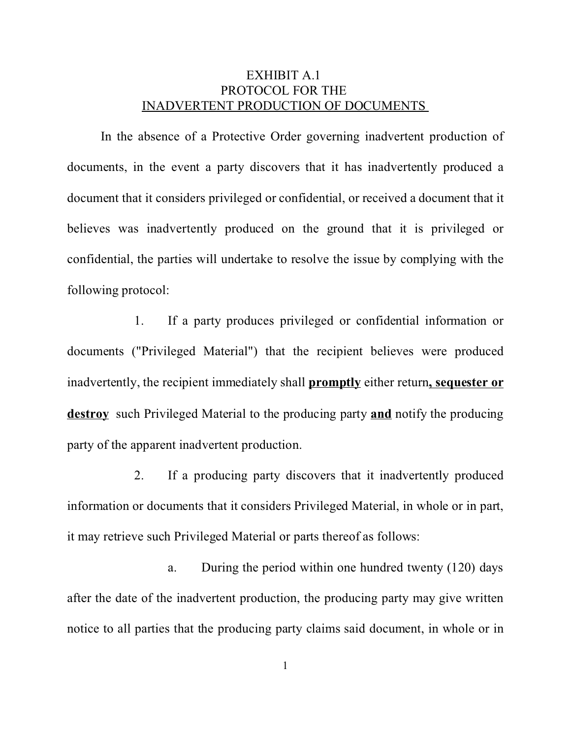# EXHIBIT A.1
# PROTOCOL FOR THE
# INADVERTENT PRODUCTION OF DOCUMENTS

In the absence of a Protective Order governing inadvertent production of documents, in the event a party discovers that it has inadvertently produced a document that it considers privileged or confidential, or received a document that it believes was inadvertently produced on the ground that it is privileged or confidential, the parties will undertake to resolve the issue by complying with the following protocol:

1. If a party produces privileged or confidential information or documents ("Privileged Material") that the recipient believes were produced inadvertently, the recipient immediately shall **promptly** either return**, sequester or destroy** such Privileged Material to the producing party **and** notify the producing party of the apparent inadvertent production.

2. If a producing party discovers that it inadvertently produced information or documents that it considers Privileged Material, in whole or in part, it may retrieve such Privileged Material or parts thereof as follows:

   a. During the period within one hundred twenty (120) days after the date of the inadvertent production, the producing party may give written notice to all parties that the producing party claims said document, in whole or in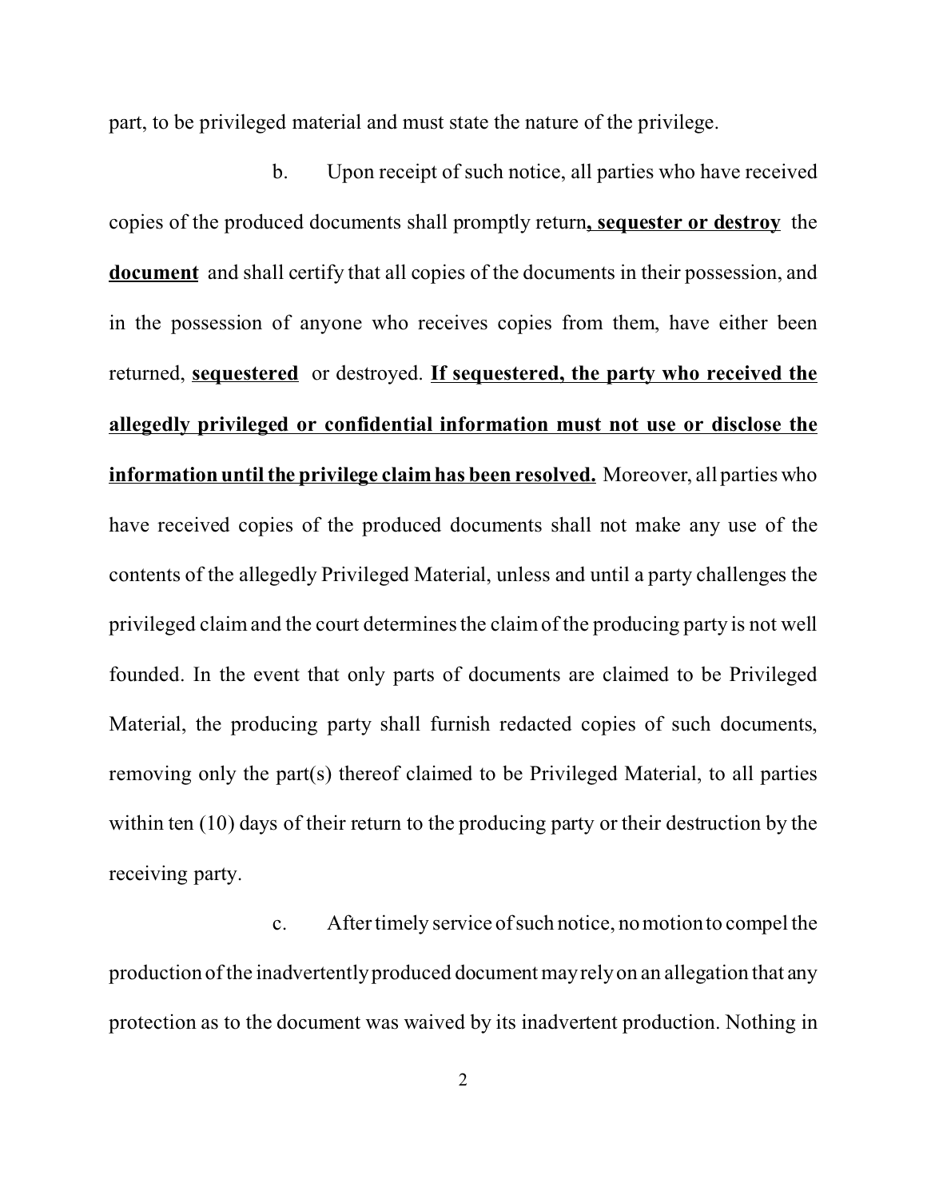part, to be privileged material and must state the nature of the privilege.

b. Upon receipt of such notice, all parties who have received copies of the produced documents shall promptly return**, sequester or destroy** the **document** and shall certify that all copies of the documents in their possession, and in the possession of anyone who receives copies from them, have either been returned, **sequestered** or destroyed. **If sequestered, the party who received the allegedly privileged or confidential information must not use or disclose the information until the privilege claim has been resolved.** Moreover, all parties who have received copies of the produced documents shall not make any use of the contents of the allegedly Privileged Material, unless and until a party challenges the privileged claim and the court determines the claim of the producing party is not well founded. In the event that only parts of documents are claimed to be Privileged Material, the producing party shall furnish redacted copies of such documents, removing only the part(s) thereof claimed to be Privileged Material, to all parties within ten (10) days of their return to the producing party or their destruction by the receiving party.

c. After timely service of such notice, no motion to compel the production of the inadvertently produced document may rely on an allegation that any protection as to the document was waived by its inadvertent production. Nothing in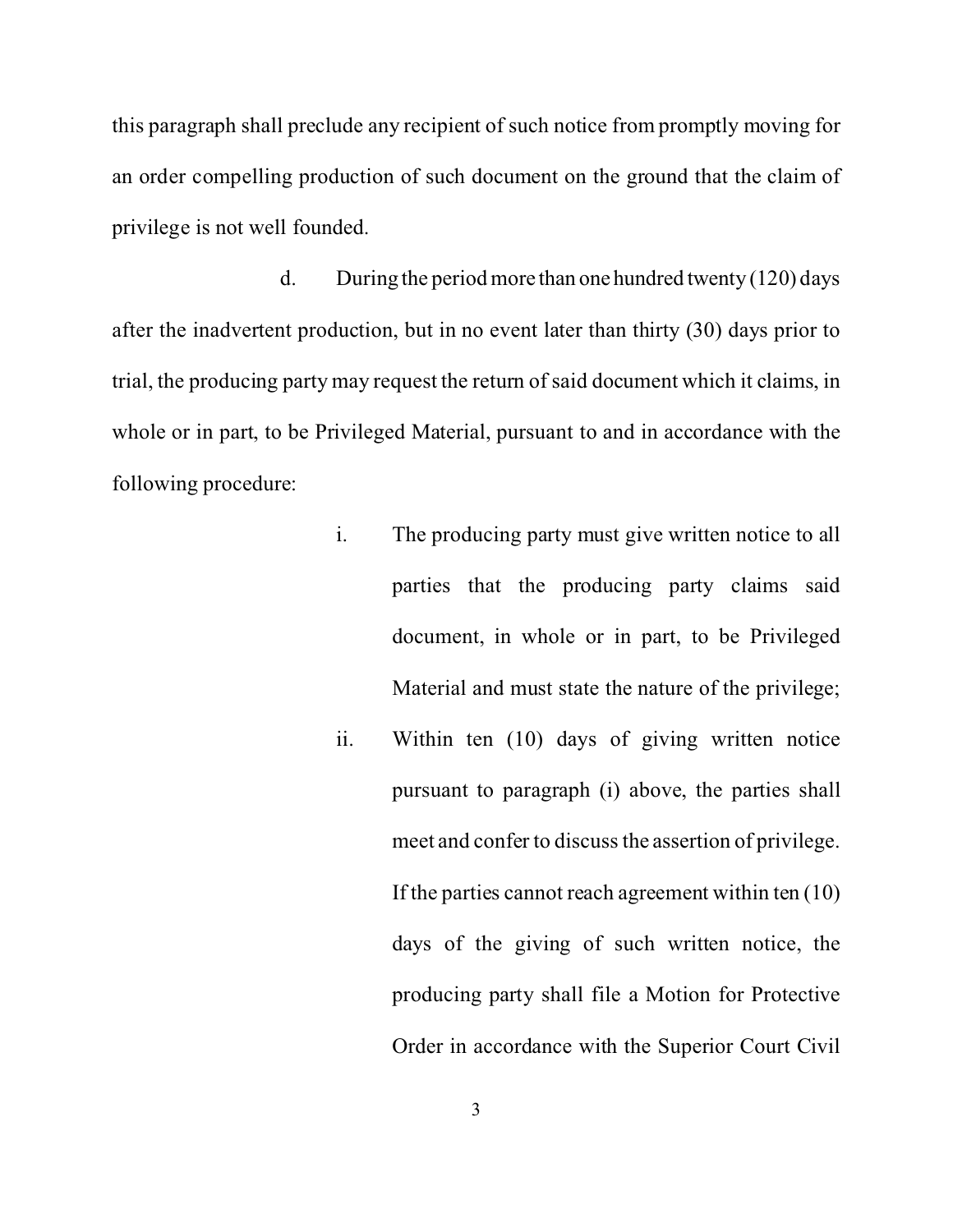this paragraph shall preclude any recipient of such notice from promptly moving for an order compelling production of such document on the ground that the claim of privilege is not well founded.

d. During the period more than one hundred twenty (120) days after the inadvertent production, but in no event later than thirty (30) days prior to trial, the producing party may request the return of said document which it claims, in whole or in part, to be Privileged Material, pursuant to and in accordance with the following procedure:

i. The producing party must give written notice to all parties that the producing party claims said document, in whole or in part, to be Privileged Material and must state the nature of the privilege;

ii. Within ten (10) days of giving written notice pursuant to paragraph (i) above, the parties shall meet and confer to discuss the assertion of privilege. If the parties cannot reach agreement within ten (10) days of the giving of such written notice, the producing party shall file a Motion for Protective Order in accordance with the Superior Court Civil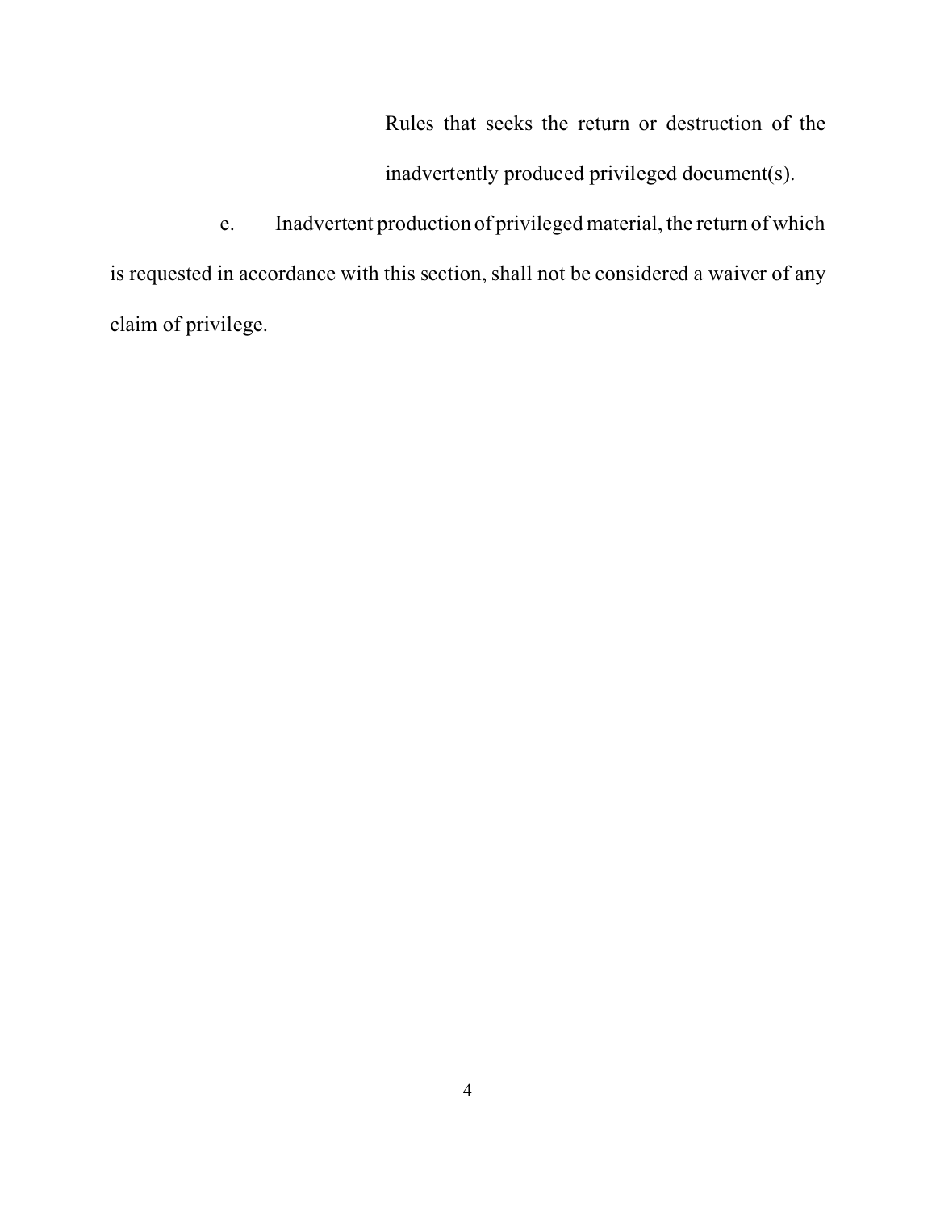Rules that seeks the return or destruction of the inadvertently produced privileged document(s).

e. Inadvertent production of privileged material, the return of which is requested in accordance with this section, shall not be considered a waiver of any claim of privilege.